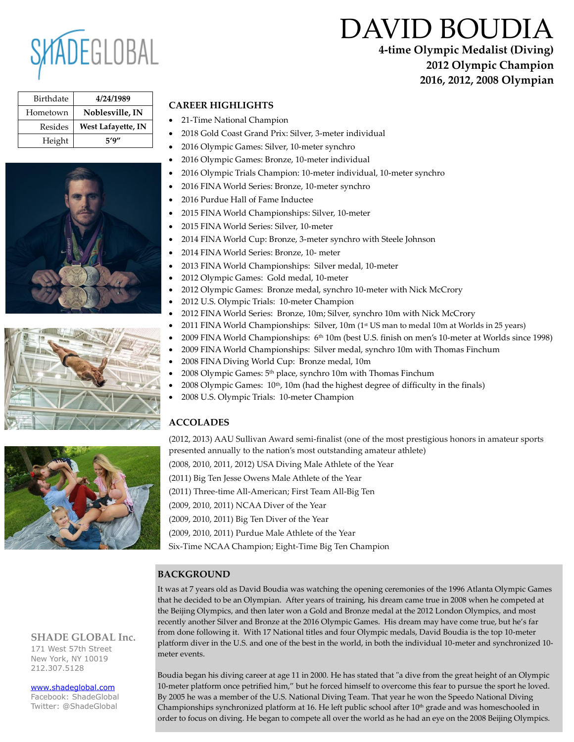SHADEGLOBAL

# DAVID BOUDIA

**4-time Olympic Medalist (Diving)**
**2012 Olympic Champion**
**2016, 2012, 2008 Olympian**

| Birthdate | 4/24/1989 |
|---|---|
| Hometown | Noblesville, IN |
| Resides | West Lafayette, IN |
| Height | 5'9" |

## CAREER HIGHLIGHTS

- 21-Time National Champion
- 2018 Gold Coast Grand Prix: Silver, 3-meter individual
- 2016 Olympic Games: Silver, 10-meter synchro
- 2016 Olympic Games: Bronze, 10-meter individual
- 2016 Olympic Trials Champion: 10-meter individual, 10-meter synchro
- 2016 FINA World Series: Bronze, 10-meter synchro
- 2016 Purdue Hall of Fame Inductee
- 2015 FINA World Championships: Silver, 10-meter
- 2015 FINA World Series: Silver, 10-meter
- 2014 FINA World Cup: Bronze, 3-meter synchro with Steele Johnson
- 2014 FINA World Series: Bronze, 10- meter
- 2013 FINA World Championships: Silver medal, 10-meter
- 2012 Olympic Games: Gold medal, 10-meter
- 2012 Olympic Games: Bronze medal, synchro 10-meter with Nick McCrory
- 2012 U.S. Olympic Trials: 10-meter Champion
- 2012 FINA World Series: Bronze, 10m; Silver, synchro 10m with Nick McCrory
- 2011 FINA World Championships: Silver, 10m (1st US man to medal 10m at Worlds in 25 years)
- 2009 FINA World Championships: 6th 10m (best U.S. finish on men's 10-meter at Worlds since 1998)
- 2009 FINA World Championships: Silver medal, synchro 10m with Thomas Finchum
- 2008 FINA Diving World Cup: Bronze medal, 10m
- 2008 Olympic Games: 5th place, synchro 10m with Thomas Finchum
- 2008 Olympic Games: 10th, 10m (had the highest degree of difficulty in the finals)
- 2008 U.S. Olympic Trials: 10-meter Champion

## ACCOLADES

(2012, 2013) AAU Sullivan Award semi-finalist (one of the most prestigious honors in amateur sports presented annually to the nation's most outstanding amateur athlete)
(2008, 2010, 2011, 2012) USA Diving Male Athlete of the Year
(2011) Big Ten Jesse Owens Male Athlete of the Year
(2011) Three-time All-American; First Team All-Big Ten
(2009, 2010, 2011) NCAA Diver of the Year
(2009, 2010, 2011) Big Ten Diver of the Year
(2009, 2010, 2011) Purdue Male Athlete of the Year
Six-Time NCAA Champion; Eight-Time Big Ten Champion

## BACKGROUND

It was at 7 years old as David Boudia was watching the opening ceremonies of the 1996 Atlanta Olympic Games that he decided to be an Olympian. After years of training, his dream came true in 2008 when he competed at the Beijing Olympics, and then later won a Gold and Bronze medal at the 2012 London Olympics, and most recently another Silver and Bronze at the 2016 Olympic Games. His dream may have come true, but he's far from done following it. With 17 National titles and four Olympic medals, David Boudia is the top 10-meter platform diver in the U.S. and one of the best in the world, in both the individual 10-meter and synchronized 10-meter events.

Boudia began his diving career at age 11 in 2000. He has stated that "a dive from the great height of an Olympic 10-meter platform once petrified him," but he forced himself to overcome this fear to pursue the sport he loved. By 2005 he was a member of the U.S. National Diving Team. That year he won the Speedo National Diving Championships synchronized platform at 16. He left public school after 10th grade and was homeschooled in order to focus on diving. He began to compete all over the world as he had an eye on the 2008 Beijing Olympics.

**SHADE GLOBAL Inc.**
171 West 57th Street
New York, NY 10019
212.307.5128

www.shadeglobal.com
Facebook: ShadeGlobal
Twitter: @ShadeGlobal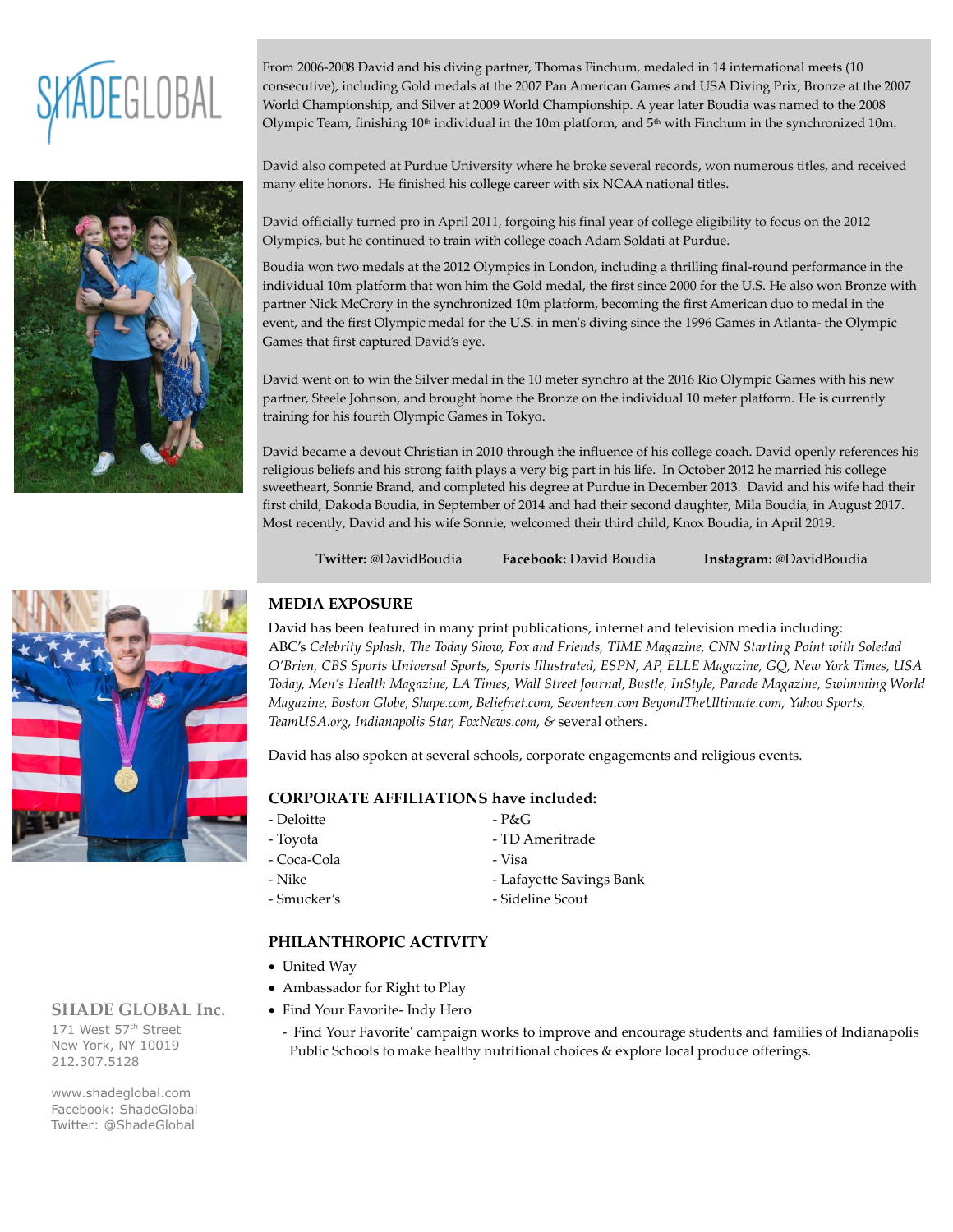SHADEGLOBAL

From 2006-2008 David and his diving partner, Thomas Finchum, medaled in 14 international meets (10 consecutive), including Gold medals at the 2007 Pan American Games and USA Diving Prix, Bronze at the 2007 World Championship, and Silver at 2009 World Championship. A year later Boudia was named to the 2008 Olympic Team, finishing 10th individual in the 10m platform, and 5th with Finchum in the synchronized 10m.

David also competed at Purdue University where he broke several records, won numerous titles, and received many elite honors. He finished his college career with six NCAA national titles.

David officially turned pro in April 2011, forgoing his final year of college eligibility to focus on the 2012 Olympics, but he continued to train with college coach Adam Soldati at Purdue.

Boudia won two medals at the 2012 Olympics in London, including a thrilling final-round performance in the individual 10m platform that won him the Gold medal, the first since 2000 for the U.S. He also won Bronze with partner Nick McCrory in the synchronized 10m platform, becoming the first American duo to medal in the event, and the first Olympic medal for the U.S. in men's diving since the 1996 Games in Atlanta- the Olympic Games that first captured David's eye.

David went on to win the Silver medal in the 10 meter synchro at the 2016 Rio Olympic Games with his new partner, Steele Johnson, and brought home the Bronze on the individual 10 meter platform. He is currently training for his fourth Olympic Games in Tokyo.

David became a devout Christian in 2010 through the influence of his college coach. David openly references his religious beliefs and his strong faith plays a very big part in his life. In October 2012 he married his college sweetheart, Sonnie Brand, and completed his degree at Purdue in December 2013. David and his wife had their first child, Dakoda Boudia, in September of 2014 and had their second daughter, Mila Boudia, in August 2017. Most recently, David and his wife Sonnie, welcomed their third child, Knox Boudia, in April 2019.

**Twitter:** @DavidBoudia **Facebook:** David Boudia **Instagram:** @DavidBoudia

## MEDIA EXPOSURE

David has been featured in many print publications, internet and television media including: ABC's *Celebrity Splash, The Today Show, Fox and Friends, TIME Magazine, CNN Starting Point with Soledad O'Brien, CBS Sports Universal Sports, Sports Illustrated, ESPN, AP, ELLE Magazine, GQ, New York Times, USA Today, Men's Health Magazine, LA Times, Wall Street Journal, Bustle, InStyle, Parade Magazine, Swimming World Magazine, Boston Globe, Shape.com, Beliefnet.com, Seventeen.com BeyondTheUltimate.com, Yahoo Sports, TeamUSA.org, Indianapolis Star, FoxNews.com, &* several others.

David has also spoken at several schools, corporate engagements and religious events.

## CORPORATE AFFILIATIONS have included:

- Deloitte
- Toyota
- Coca-Cola
- Nike
- Smucker's
- P&G
- TD Ameritrade
- Visa
- Lafayette Savings Bank
- Sideline Scout

## PHILANTHROPIC ACTIVITY

- United Way
- Ambassador for Right to Play
- Find Your Favorite- Indy Hero
  - 'Find Your Favorite' campaign works to improve and encourage students and families of Indianapolis Public Schools to make healthy nutritional choices & explore local produce offerings.

**SHADE GLOBAL Inc.**
171 West 57th Street
New York, NY 10019
212.307.5128

www.shadeglobal.com
Facebook: ShadeGlobal
Twitter: @ShadeGlobal